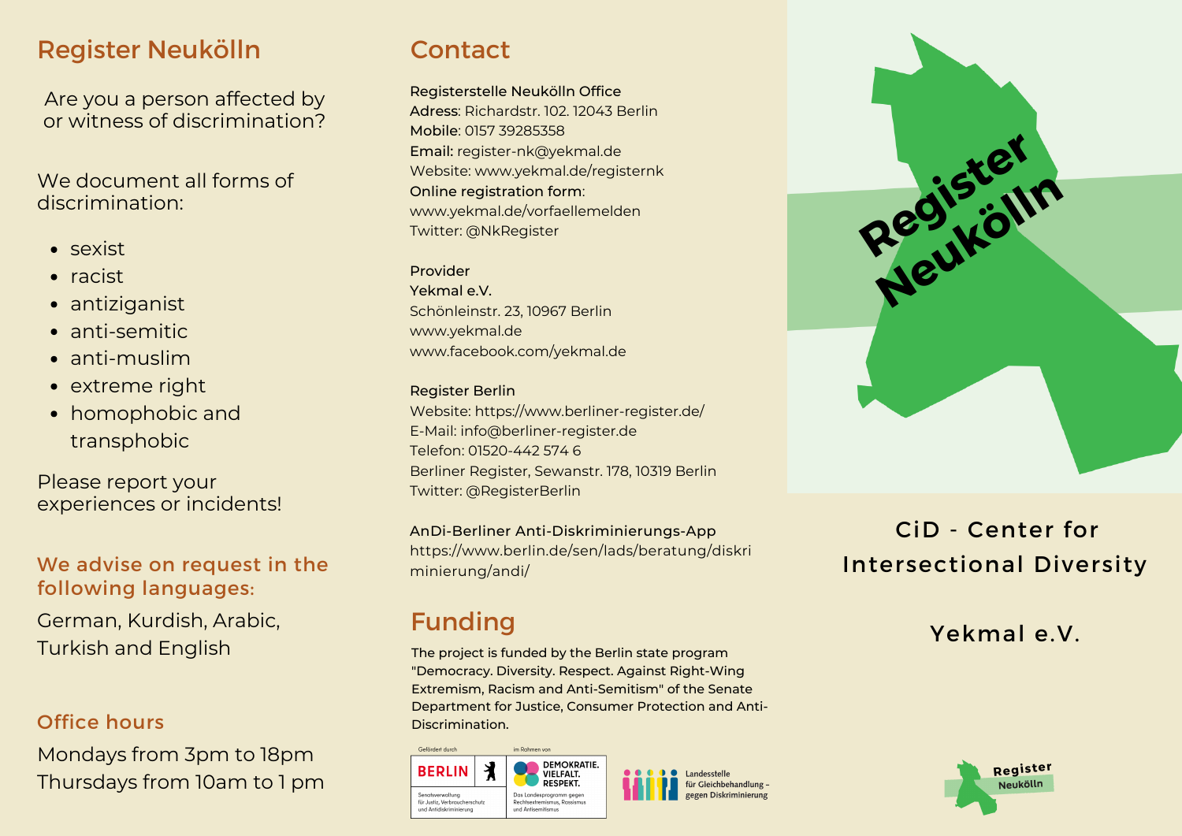## Register Neukölln

Are you a person affected by or witness of discrimination?

We document all forms of discrimination:

- sexist
- racist
- antiziganist
- anti-semitic
- anti-muslim
- extreme right
- homophobic and transphobic

Please report your experiences or incidents!

### We advise on request in the following languages:

German, Kurdish, Arabic, Turkish and English

### Office hours

Mondays from 3pm to 18pm
Thursdays from 10am to 1 pm

## Contact

Registerstelle Neukölln Office
Adress: Richardstr. 102. 12043 Berlin
Mobile: 0157 39285358
Email: register-nk@yekmal.de
Website: www.yekmal.de/registernk
Online registration form:
www.yekmal.de/vorfaellemelden
Twitter: @NkRegister

Provider
Yekmal e.V.
Schönleinstr. 23, 10967 Berlin
www.yekmal.de
www.facebook.com/yekmal.de

Register Berlin
Website: https://www.berliner-register.de/
E-Mail: info@berliner-register.de
Telefon: 01520-442 574 6
Berliner Register, Sewanstr. 178, 10319 Berlin
Twitter: @RegisterBerlin

AnDi-Berliner Anti-Diskriminierungs-App
https://www.berlin.de/sen/lads/beratung/diskriminierung/andi/

## Funding

The project is funded by the Berlin state program "Democracy. Diversity. Respect. Against Right-Wing Extremism, Racism and Anti-Semitism" of the Senate Department for Justice, Consumer Protection and Anti-Discrimination.

Gefördert durch BERLIN Senatsverwaltung für Justiz, Verbraucherschutz und Antidiskriminierung

im Rahmen von DEMOKRATIE. VIELFALT. RESPEKT. Das Landesprogramm gegen Rechtsextremismus, Rassismus und Antisemitismus

Landesstelle für Gleichbehandlung – gegen Diskriminierung

# Register Neukölln

CiD - Center for Intersectional Diversity

Yekmal e.V.

Register Neukölln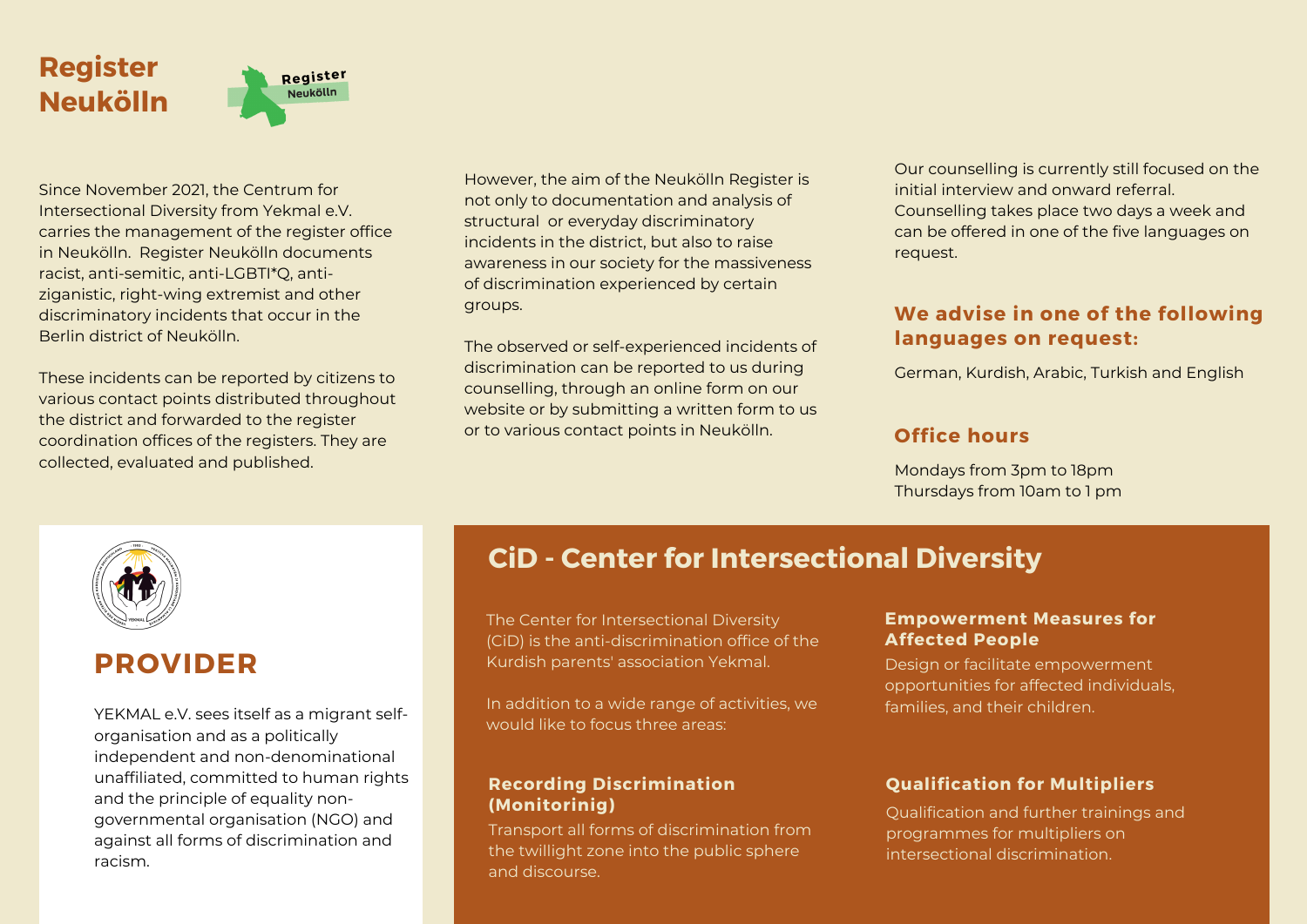# Register Neukölln

Since November 2021, the Centrum for Intersectional Diversity from Yekmal e.V. carries the management of the register office in Neukölln. Register Neukölln documents racist, anti-semitic, anti-LGBTI*Q, anti-ziganistic, right-wing extremist and other discriminatory incidents that occur in the Berlin district of Neukölln.

These incidents can be reported by citizens to various contact points distributed throughout the district and forwarded to the register coordination offices of the registers. They are collected, evaluated and published.

However, the aim of the Neukölln Register is not only to documentation and analysis of structural or everyday discriminatory incidents in the district, but also to raise awareness in our society for the massiveness of discrimination experienced by certain groups.

The observed or self-experienced incidents of discrimination can be reported to us during counselling, through an online form on our website or by submitting a written form to us or to various contact points in Neukölln.

Our counselling is currently still focused on the initial interview and onward referral. Counselling takes place two days a week and can be offered in one of the five languages on request.

## We advise in one of the following languages on request:

German, Kurdish, Arabic, Turkish and English

## Office hours

Mondays from 3pm to 18pm
Thursdays from 10am to 1 pm

## PROVIDER

YEKMAL e.V. sees itself as a migrant self-organisation and as a politically independent and non-denominational unaffiliated, committed to human rights and the principle of equality non-governmental organisation (NGO) and against all forms of discrimination and racism.

## CiD - Center for Intersectional Diversity

The Center for Intersectional Diversity (CiD) is the anti-discrimination office of the Kurdish parents' association Yekmal.

In addition to a wide range of activities, we would like to focus three areas:

### Recording Discrimination (Monitorinig)

Transport all forms of discrimination from the twillight zone into the public sphere and discourse.

### Empowerment Measures for Affected People

Design or facilitate empowerment opportunities for affected individuals, families, and their children.

### Qualification for Multipliers

Qualification and further trainings and programmes for multipliers on intersectional discrimination.